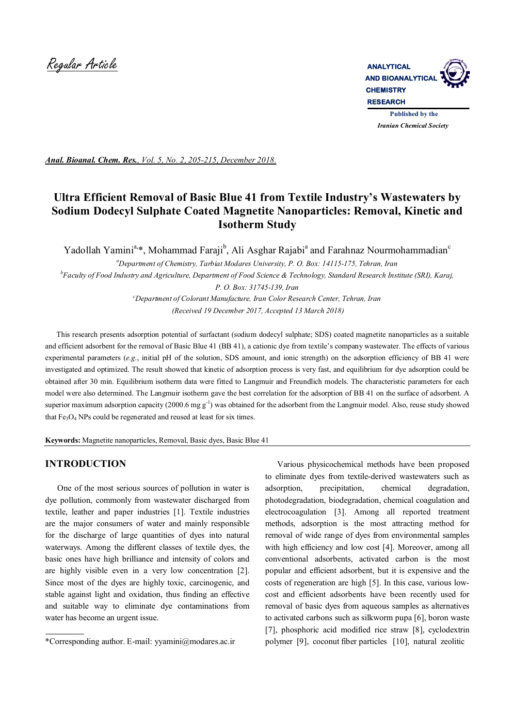Regular Article

# Ultra Efficient Removal of Basic Blue 41 from Textile Industry's Wastewaters by Sodium Dodecyl Sulphate Coated Magnetite Nanoparticles: Removal, Kinetic and Isotherm Study

Yadollah Yamini[a,*], Mohammad Faraji[b], Ali Asghar Rajabi[a] and Farahnaz Nourmohammadian[c]

[a]*Department of Chemistry, Tarbiat Modares University, P. O. Box: 14115-175, Tehran, Iran*

[b]*Faculty of Food Industry and Agriculture, Department of Food Science & Technology, Standard Research Institute (SRI), Karaj, P. O. Box: 31745-139, Iran*

[c]*Department of Colorant Manufacture, Iran Color Research Center, Tehran, Iran*

*(Received 19 December 2017, Accepted 13 March 2018)*

This research presents adsorption potential of surfactant (sodium dodecyl sulphate; SDS) coated magnetite nanoparticles as a suitable and efficient adsorbent for the removal of Basic Blue 41 (BB 41), a cationic dye from textile's company wastewater. The effects of various experimental parameters (*e.g.*, initial pH of the solution, SDS amount, and ionic strength) on the adsorption efficiency of BB 41 were investigated and optimized. The result showed that kinetic of adsorption process is very fast, and equilibrium for dye adsorption could be obtained after 30 min. Equilibrium isotherm data were fitted to Langmuir and Freundlich models. The characteristic parameters for each model were also determined. The Langmuir isotherm gave the best correlation for the adsorption of BB 41 on the surface of adsorbent. A superior maximum adsorption capacity (2000.6 mg $g^{-1}$) was obtained for the adsorbent from the Langmuir model. Also, reuse study showed that $Fe_3O_4$ NPs could be regenerated and reused at least for six times.

**Keywords:** Magnetite nanoparticles, Removal, Basic dyes, Basic Blue 41

## INTRODUCTION

One of the most serious sources of pollution in water is dye pollution, commonly from wastewater discharged from textile, leather and paper industries [1]. Textile industries are the major consumers of water and mainly responsible for the discharge of large quantities of dyes into natural waterways. Among the different classes of textile dyes, the basic ones have high brilliance and intensity of colors and are highly visible even in a very low concentration [2]. Since most of the dyes are highly toxic, carcinogenic, and stable against light and oxidation, thus finding an effective and suitable way to eliminate dye contaminations from water has become an urgent issue.

Various physicochemical methods have been proposed to eliminate dyes from textile-derived wastewaters such as adsorption, precipitation, chemical degradation, photodegradation, biodegradation, chemical coagulation and electrocoagulation [3]. Among all reported treatment methods, adsorption is the most attracting method for removal of wide range of dyes from environmental samples with high efficiency and low cost [4]. Moreover, among all conventional adsorbents, activated carbon is the most popular and efficient adsorbent, but it is expensive and the costs of regeneration are high [5]. In this case, various low-cost and efficient adsorbents have been recently used for removal of basic dyes from aqueous samples as alternatives to activated carbons such as silkworm pupa [6], boron waste [7], phosphoric acid modified rice straw [8], cyclodextrin polymer [9], coconut fiber particles [10], natural zeolitic

*Corresponding author. E-mail: yyamini@modares.ac.ir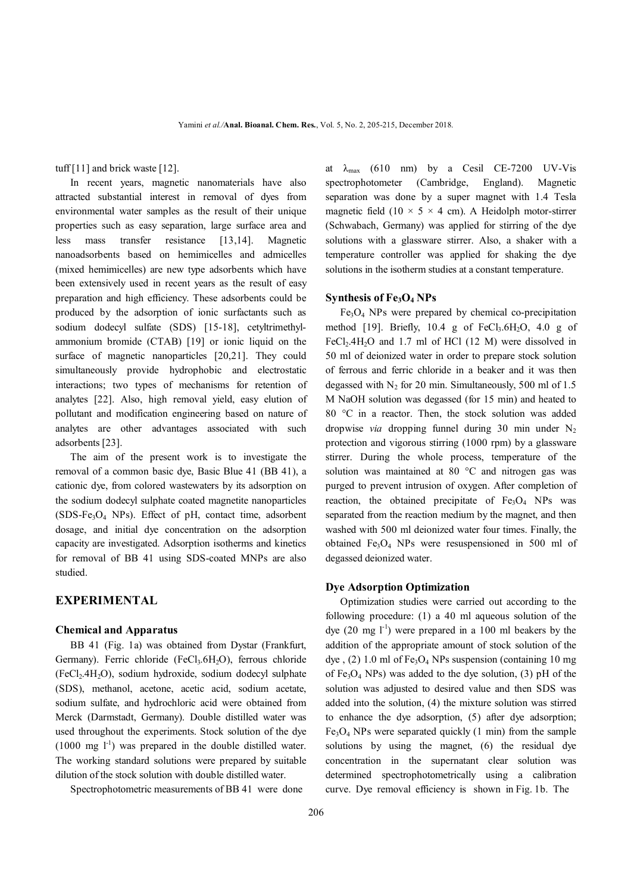tuff [11] and brick waste [12].

In recent years, magnetic nanomaterials have also attracted substantial interest in removal of dyes from environmental water samples as the result of their unique properties such as easy separation, large surface area and less mass transfer resistance [13,14]. Magnetic nanoadsorbents based on hemimicelles and admicelles (mixed hemimicelles) are new type adsorbents which have been extensively used in recent years as the result of easy preparation and high efficiency. These adsorbents could be produced by the adsorption of ionic surfactants such as sodium dodecyl sulfate (SDS) [15-18], cetyltrimethylammonium bromide (CTAB) [19] or ionic liquid on the surface of magnetic nanoparticles [20,21]. They could simultaneously provide hydrophobic and electrostatic interactions; two types of mechanisms for retention of analytes [22]. Also, high removal yield, easy elution of pollutant and modification engineering based on nature of analytes are other advantages associated with such adsorbents [23].

The aim of the present work is to investigate the removal of a common basic dye, Basic Blue 41 (BB 41), a cationic dye, from colored wastewaters by its adsorption on the sodium dodecyl sulphate coated magnetite nanoparticles (SDS-$Fe_3O_4$ NPs). Effect of pH, contact time, adsorbent dosage, and initial dye concentration on the adsorption capacity are investigated. Adsorption isotherms and kinetics for removal of BB 41 using SDS-coated MNPs are also studied.

## EXPERIMENTAL

### Chemical and Apparatus

BB 41 (Fig. 1a) was obtained from Dystar (Frankfurt, Germany). Ferric chloride ($FeCl_3.6H_2O$), ferrous chloride ($FeCl_2.4H_2O$), sodium hydroxide, sodium dodecyl sulphate (SDS), methanol, acetone, acetic acid, sodium acetate, sodium sulfate, and hydrochloric acid were obtained from Merck (Darmstadt, Germany). Double distilled water was used throughout the experiments. Stock solution of the dye (1000 mg $l^{-1}$) was prepared in the double distilled water. The working standard solutions were prepared by suitable dilution of the stock solution with double distilled water.

Spectrophotometric measurements of BB 41 were done at $\lambda_{max}$ (610 nm) by a Cesil CE-7200 UV-Vis spectrophotometer (Cambridge, England). Magnetic separation was done by a super magnet with 1.4 Tesla magnetic field (10 × 5 × 4 cm). A Heidolph motor-stirrer (Schwabach, Germany) was applied for stirring of the dye solutions with a glassware stirrer. Also, a shaker with a temperature controller was applied for shaking the dye solutions in the isotherm studies at a constant temperature.

### Synthesis of $Fe_3O_4$ NPs

$Fe_3O_4$ NPs were prepared by chemical co-precipitation method [19]. Briefly, 10.4 g of $FeCl_3.6H_2O$, 4.0 g of $FeCl_2.4H_2O$ and 1.7 ml of HCl (12 M) were dissolved in 50 ml of deionized water in order to prepare stock solution of ferrous and ferric chloride in a beaker and it was then degassed with $N_2$ for 20 min. Simultaneously, 500 ml of 1.5 M NaOH solution was degassed (for 15 min) and heated to 80 °C in a reactor. Then, the stock solution was added dropwise *via* dropping funnel during 30 min under $N_2$ protection and vigorous stirring (1000 rpm) by a glassware stirrer. During the whole process, temperature of the solution was maintained at 80 °C and nitrogen gas was purged to prevent intrusion of oxygen. After completion of reaction, the obtained precipitate of $Fe_3O_4$ NPs was separated from the reaction medium by the magnet, and then washed with 500 ml deionized water four times. Finally, the obtained $Fe_3O_4$ NPs were resuspensioned in 500 ml of degassed deionized water.

### Dye Adsorption Optimization

Optimization studies were carried out according to the following procedure: (1) a 40 ml aqueous solution of the dye (20 mg $l^{-1}$) were prepared in a 100 ml beakers by the addition of the appropriate amount of stock solution of the dye , (2) 1.0 ml of $Fe_3O_4$ NPs suspension (containing 10 mg of $Fe_3O_4$ NPs) was added to the dye solution, (3) pH of the solution was adjusted to desired value and then SDS was added into the solution, (4) the mixture solution was stirred to enhance the dye adsorption, (5) after dye adsorption; $Fe_3O_4$ NPs were separated quickly (1 min) from the sample solutions by using the magnet, (6) the residual dye concentration in the supernatant clear solution was determined spectrophotometrically using a calibration curve. Dye removal efficiency is shown in Fig. 1b. The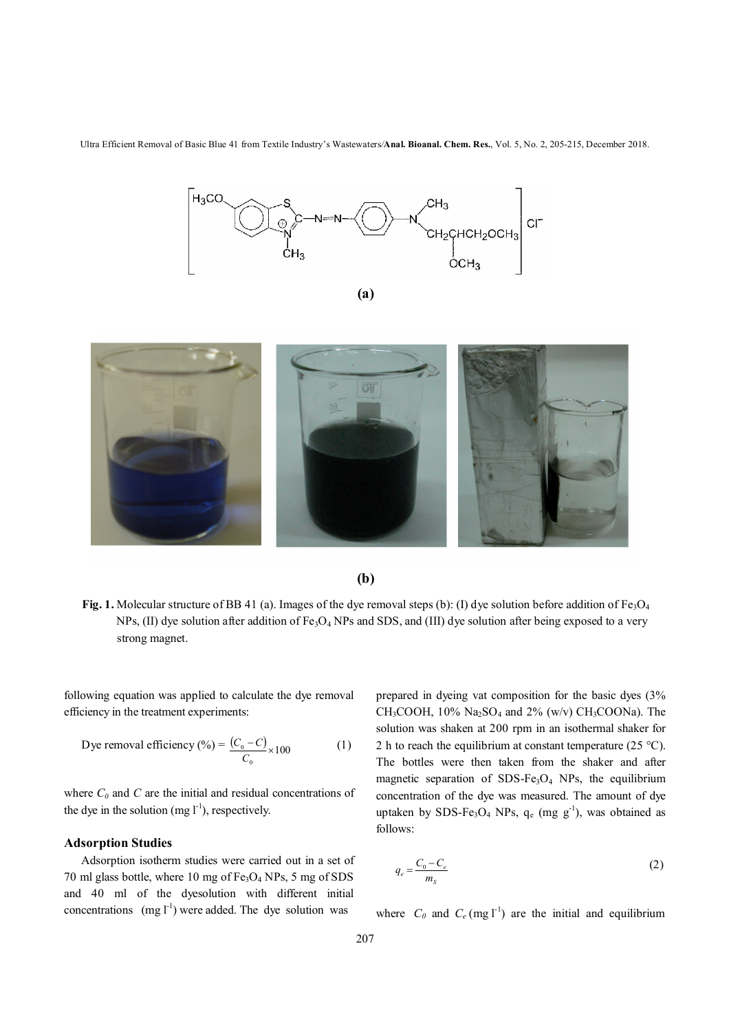**(a)**

**(b)**

**Fig. 1.** Molecular structure of BB 41 (a). Images of the dye removal steps (b): (I) dye solution before addition of $Fe_3O_4$ NPs, (II) dye solution after addition of $Fe_3O_4$ NPs and SDS, and (III) dye solution after being exposed to a very strong magnet.

following equation was applied to calculate the dye removal efficiency in the treatment experiments:

$$\text{Dye removal efficiency (\%)} = \frac{(C_0 - C)}{C_0} \times 100 \quad (1)$$

where $C_0$ and $C$ are the initial and residual concentrations of the dye in the solution (mg $l^{-1}$), respectively.

## Adsorption Studies

Adsorption isotherm studies were carried out in a set of 70 ml glass bottle, where 10 mg of $Fe_3O_4$ NPs, 5 mg of SDS and 40 ml of the dyesolution with different initial concentrations (mg $l^{-1}$) were added. The dye solution was prepared in dyeing vat composition for the basic dyes (3% $CH_3COOH$, 10% $Na_2SO_4$ and 2% (w/v) $CH_3COONa$). The solution was shaken at 200 rpm in an isothermal shaker for 2 h to reach the equilibrium at constant temperature (25 °C). The bottles were then taken from the shaker and after magnetic separation of SDS-$Fe_3O_4$ NPs, the equilibrium concentration of the dye was measured. The amount of dye uptaken by SDS-$Fe_3O_4$ NPs, $q_e$ (mg $g^{-1}$), was obtained as follows:

$$q_e = \frac{C_0 - C_e}{m_S} \quad (2)$$

where $C_0$ and $C_e$ (mg $l^{-1}$) are the initial and equilibrium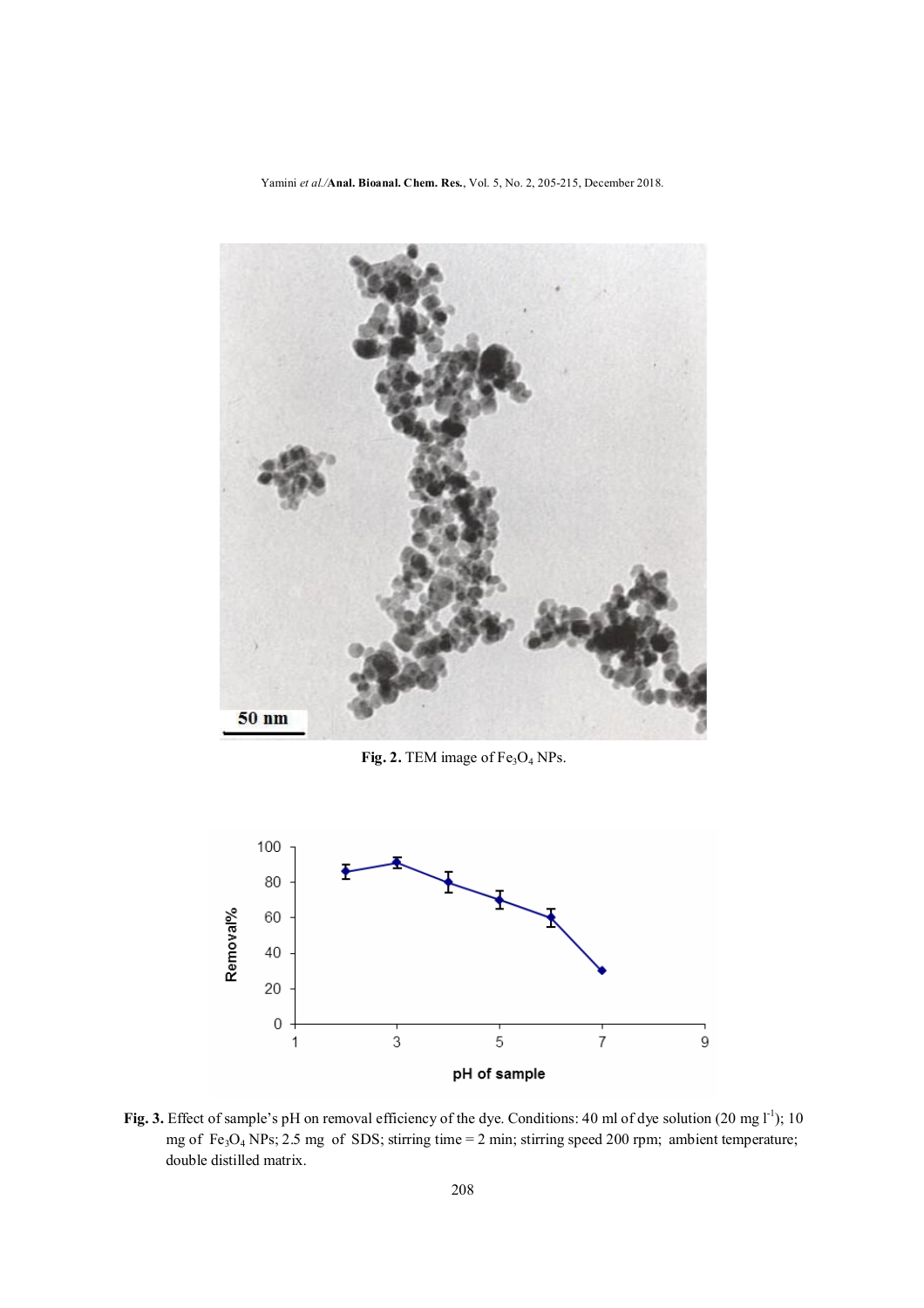**Fig. 2.** TEM image of $Fe_3O_4$ NPs.

**Fig. 3.** Effect of sample's pH on removal efficiency of the dye. Conditions: 40 ml of dye solution (20 mg $l^{-1}$); 10 mg of $Fe_3O_4$ NPs; 2.5 mg of SDS; stirring time = 2 min; stirring speed 200 rpm; ambient temperature; double distilled matrix.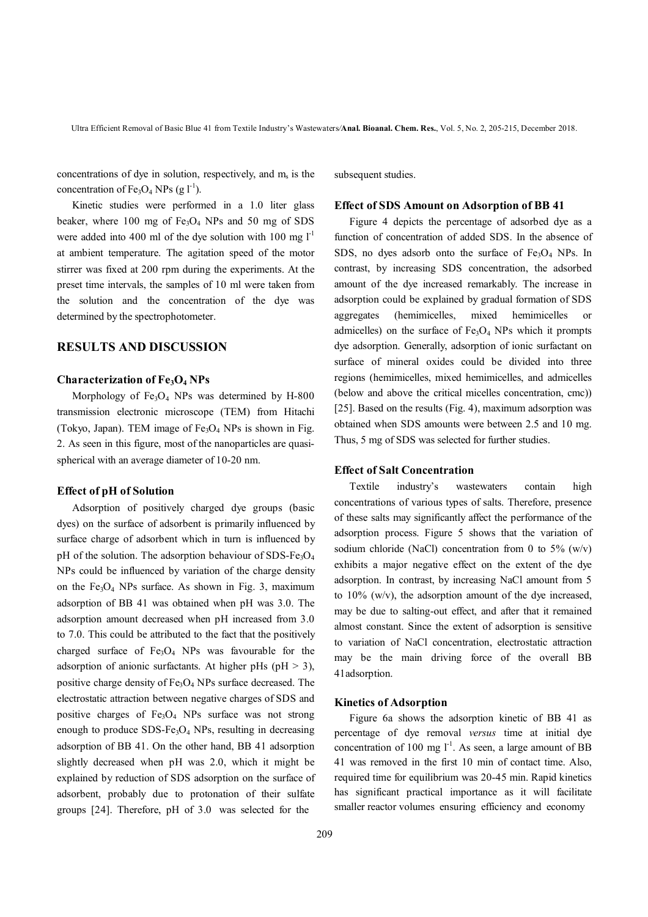concentrations of dye in solution, respectively, and $m_s$ is the concentration of $Fe_3O_4$ NPs (g $l^{-1}$).

Kinetic studies were performed in a 1.0 liter glass beaker, where 100 mg of $Fe_3O_4$ NPs and 50 mg of SDS were added into 400 ml of the dye solution with 100 mg $l^{-1}$ at ambient temperature. The agitation speed of the motor stirrer was fixed at 200 rpm during the experiments. At the preset time intervals, the samples of 10 ml were taken from the solution and the concentration of the dye was determined by the spectrophotometer.

## RESULTS AND DISCUSSION

### Characterization of $Fe_3O_4$ NPs

Morphology of $Fe_3O_4$ NPs was determined by H-800 transmission electronic microscope (TEM) from Hitachi (Tokyo, Japan). TEM image of $Fe_3O_4$ NPs is shown in Fig. 2. As seen in this figure, most of the nanoparticles are quasi-spherical with an average diameter of 10-20 nm.

### Effect of pH of Solution

Adsorption of positively charged dye groups (basic dyes) on the surface of adsorbent is primarily influenced by surface charge of adsorbent which in turn is influenced by pH of the solution. The adsorption behaviour of SDS-$Fe_3O_4$ NPs could be influenced by variation of the charge density on the $Fe_3O_4$ NPs surface. As shown in Fig. 3, maximum adsorption of BB 41 was obtained when pH was 3.0. The adsorption amount decreased when pH increased from 3.0 to 7.0. This could be attributed to the fact that the positively charged surface of $Fe_3O_4$ NPs was favourable for the adsorption of anionic surfactants. At higher pHs (pH > 3), positive charge density of $Fe_3O_4$ NPs surface decreased. The electrostatic attraction between negative charges of SDS and positive charges of $Fe_3O_4$ NPs surface was not strong enough to produce SDS-$Fe_3O_4$ NPs, resulting in decreasing adsorption of BB 41. On the other hand, BB 41 adsorption slightly decreased when pH was 2.0, which it might be explained by reduction of SDS adsorption on the surface of adsorbent, probably due to protonation of their sulfate groups [24]. Therefore, pH of 3.0 was selected for the subsequent studies.

### Effect of SDS Amount on Adsorption of BB 41

Figure 4 depicts the percentage of adsorbed dye as a function of concentration of added SDS. In the absence of SDS, no dyes adsorb onto the surface of $Fe_3O_4$ NPs. In contrast, by increasing SDS concentration, the adsorbed amount of the dye increased remarkably. The increase in adsorption could be explained by gradual formation of SDS aggregates (hemimicelles, mixed hemimicelles or admicelles) on the surface of $Fe_3O_4$ NPs which it prompts dye adsorption. Generally, adsorption of ionic surfactant on surface of mineral oxides could be divided into three regions (hemimicelles, mixed hemimicelles, and admicelles (below and above the critical micelles concentration, cmc)) [25]. Based on the results (Fig. 4), maximum adsorption was obtained when SDS amounts were between 2.5 and 10 mg. Thus, 5 mg of SDS was selected for further studies.

### Effect of Salt Concentration

Textile industry's wastewaters contain high concentrations of various types of salts. Therefore, presence of these salts may significantly affect the performance of the adsorption process. Figure 5 shows that the variation of sodium chloride (NaCl) concentration from 0 to 5% (w/v) exhibits a major negative effect on the extent of the dye adsorption. In contrast, by increasing NaCl amount from 5 to 10% (w/v), the adsorption amount of the dye increased, may be due to salting-out effect, and after that it remained almost constant. Since the extent of adsorption is sensitive to variation of NaCl concentration, electrostatic attraction may be the main driving force of the overall BB 41adsorption.

### Kinetics of Adsorption

Figure 6a shows the adsorption kinetic of BB 41 as percentage of dye removal *versus* time at initial dye concentration of 100 mg $l^{-1}$. As seen, a large amount of BB 41 was removed in the first 10 min of contact time. Also, required time for equilibrium was 20-45 min. Rapid kinetics has significant practical importance as it will facilitate smaller reactor volumes ensuring efficiency and economy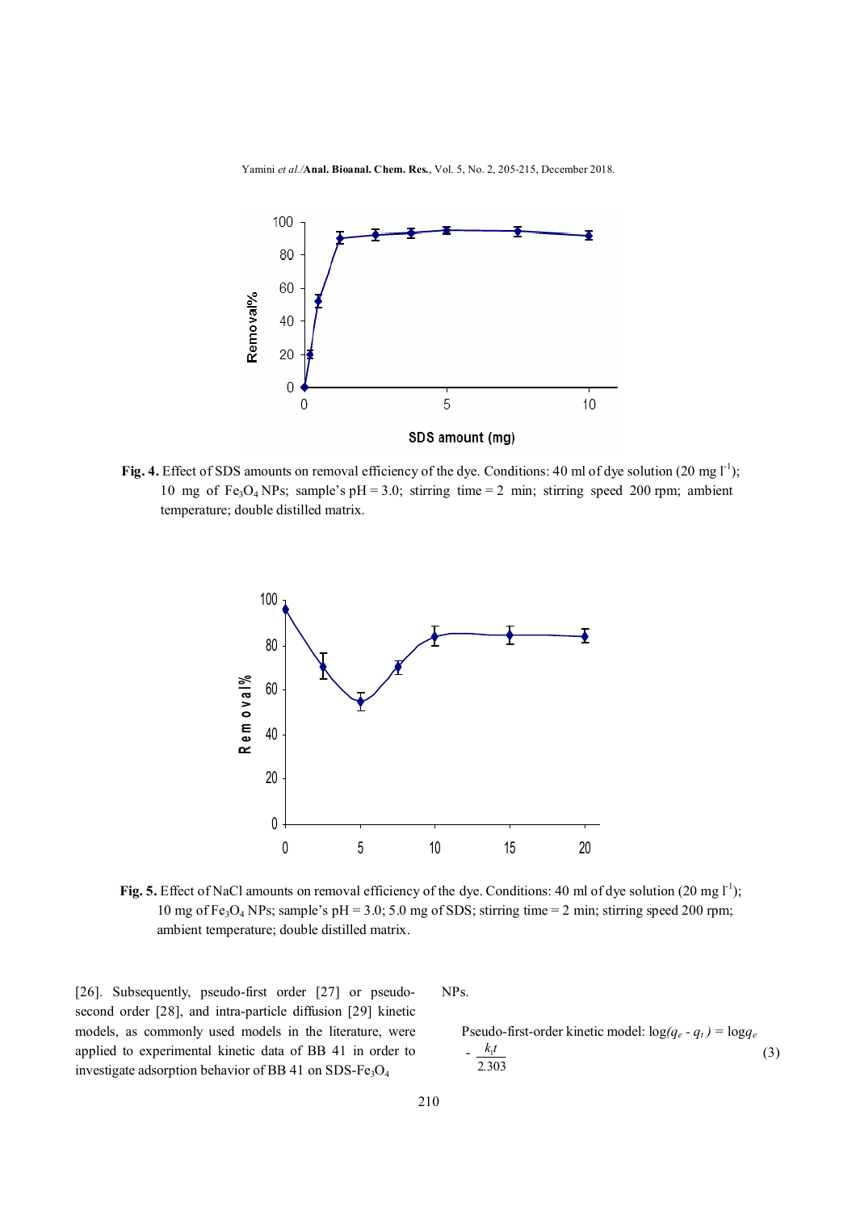Fig. 4. Effect of SDS amounts on removal efficiency of the dye. Conditions: 40 ml of dye solution (20 mg $l^{-1}$); 10 mg of $Fe_3O_4$ NPs; sample's pH = 3.0; stirring time = 2 min; stirring speed 200 rpm; ambient temperature; double distilled matrix.

Fig. 5. Effect of NaCl amounts on removal efficiency of the dye. Conditions: 40 ml of dye solution (20 mg $l^{-1}$); 10 mg of $Fe_3O_4$ NPs; sample's pH = 3.0; 5.0 mg of SDS; stirring time = 2 min; stirring speed 200 rpm; ambient temperature; double distilled matrix.

[26]. Subsequently, pseudo-first order [27] or pseudo-second order [28], and intra-particle diffusion [29] kinetic models, as commonly used models in the literature, were applied to experimental kinetic data of BB 41 in order to investigate adsorption behavior of BB 41 on SDS-$Fe_3O_4$ NPs.

Pseudo-first-order kinetic model:
$$\log(q_e - q_t) = \log q_e - \frac{k_1 t}{2.303} \tag{3}$$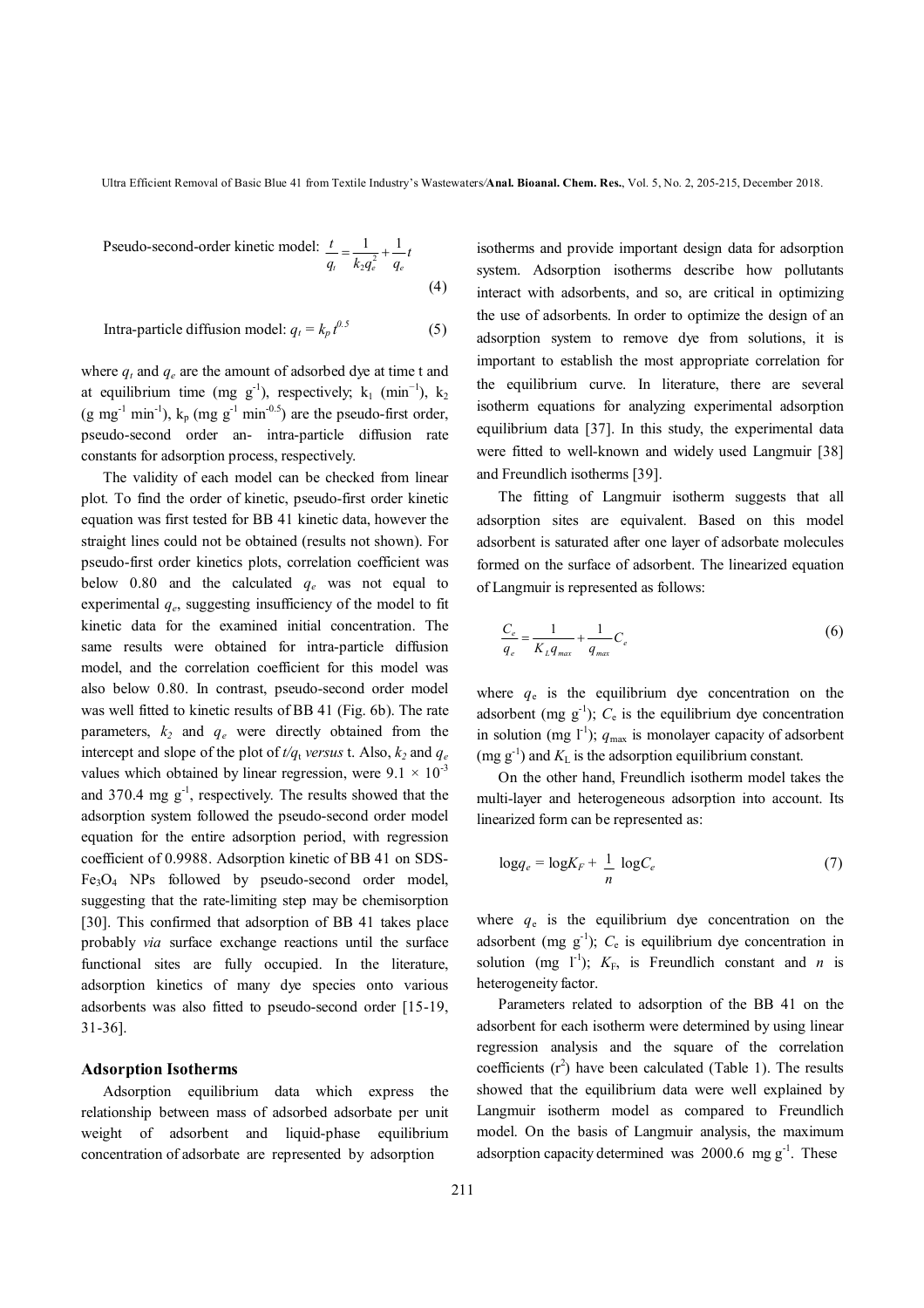Pseudo-second-order kinetic model: $\frac{t}{q_t} = \frac{1}{k_2 q_e^2} + \frac{1}{q_e} t$ (4)

Intra-particle diffusion model: $q_t = k_p t^{0.5}$ (5)

where $q_t$ and $q_e$ are the amount of adsorbed dye at time t and at equilibrium time (mg g$^{-1}$), respectively; $k_1$ (min$^{-1}$), $k_2$ (g mg$^{-1}$ min$^{-1}$), $k_p$ (mg g$^{-1}$ min$^{-0.5}$) are the pseudo-first order, pseudo-second order an- intra-particle diffusion rate constants for adsorption process, respectively.

The validity of each model can be checked from linear plot. To find the order of kinetic, pseudo-first order kinetic equation was first tested for BB 41 kinetic data, however the straight lines could not be obtained (results not shown). For pseudo-first order kinetics plots, correlation coefficient was below 0.80 and the calculated $q_e$ was not equal to experimental $q_e$, suggesting insufficiency of the model to fit kinetic data for the examined initial concentration. The same results were obtained for intra-particle diffusion model, and the correlation coefficient for this model was also below 0.80. In contrast, pseudo-second order model was well fitted to kinetic results of BB 41 (Fig. 6b). The rate parameters, $k_2$ and $q_e$ were directly obtained from the intercept and slope of the plot of $t/q_t$ *versus* t. Also, $k_2$ and $q_e$ values which obtained by linear regression, were $9.1 \times 10^{-3}$ and 370.4 mg g$^{-1}$, respectively. The results showed that the adsorption system followed the pseudo-second order model equation for the entire adsorption period, with regression coefficient of 0.9988. Adsorption kinetic of BB 41 on SDS-$Fe_3O_4$ NPs followed by pseudo-second order model, suggesting that the rate-limiting step may be chemisorption [30]. This confirmed that adsorption of BB 41 takes place probably *via* surface exchange reactions until the surface functional sites are fully occupied. In the literature, adsorption kinetics of many dye species onto various adsorbents was also fitted to pseudo-second order [15-19, 31-36].

### Adsorption Isotherms

Adsorption equilibrium data which express the relationship between mass of adsorbed adsorbate per unit weight of adsorbent and liquid-phase equilibrium concentration of adsorbate are represented by adsorption isotherms and provide important design data for adsorption system. Adsorption isotherms describe how pollutants interact with adsorbents, and so, are critical in optimizing the use of adsorbents. In order to optimize the design of an adsorption system to remove dye from solutions, it is important to establish the most appropriate correlation for the equilibrium curve. In literature, there are several isotherm equations for analyzing experimental adsorption equilibrium data [37]. In this study, the experimental data were fitted to well-known and widely used Langmuir [38] and Freundlich isotherms [39].

The fitting of Langmuir isotherm suggests that all adsorption sites are equivalent. Based on this model adsorbent is saturated after one layer of adsorbate molecules formed on the surface of adsorbent. The linearized equation of Langmuir is represented as follows:

$$\frac{C_e}{q_e} = \frac{1}{K_L q_{max}} + \frac{1}{q_{max}} C_e \quad (6)$$

where $q_e$ is the equilibrium dye concentration on the adsorbent (mg g$^{-1}$); $C_e$ is the equilibrium dye concentration in solution (mg l$^{-1}$); $q_{max}$ is monolayer capacity of adsorbent (mg g$^{-1}$) and $K_L$ is the adsorption equilibrium constant.

On the other hand, Freundlich isotherm model takes the multi-layer and heterogeneous adsorption into account. Its linearized form can be represented as:

$$\log q_e = \log K_F + \frac{1}{n} \log C_e \quad (7)$$

where $q_e$ is the equilibrium dye concentration on the adsorbent (mg g$^{-1}$); $C_e$ is equilibrium dye concentration in solution (mg l$^{-1}$); $K_F$, is Freundlich constant and $n$ is heterogeneity factor.

Parameters related to adsorption of the BB 41 on the adsorbent for each isotherm were determined by using linear regression analysis and the square of the correlation coefficients ($r^2$) have been calculated (Table 1). The results showed that the equilibrium data were well explained by Langmuir isotherm model as compared to Freundlich model. On the basis of Langmuir analysis, the maximum adsorption capacity determined was 2000.6 mg g$^{-1}$. These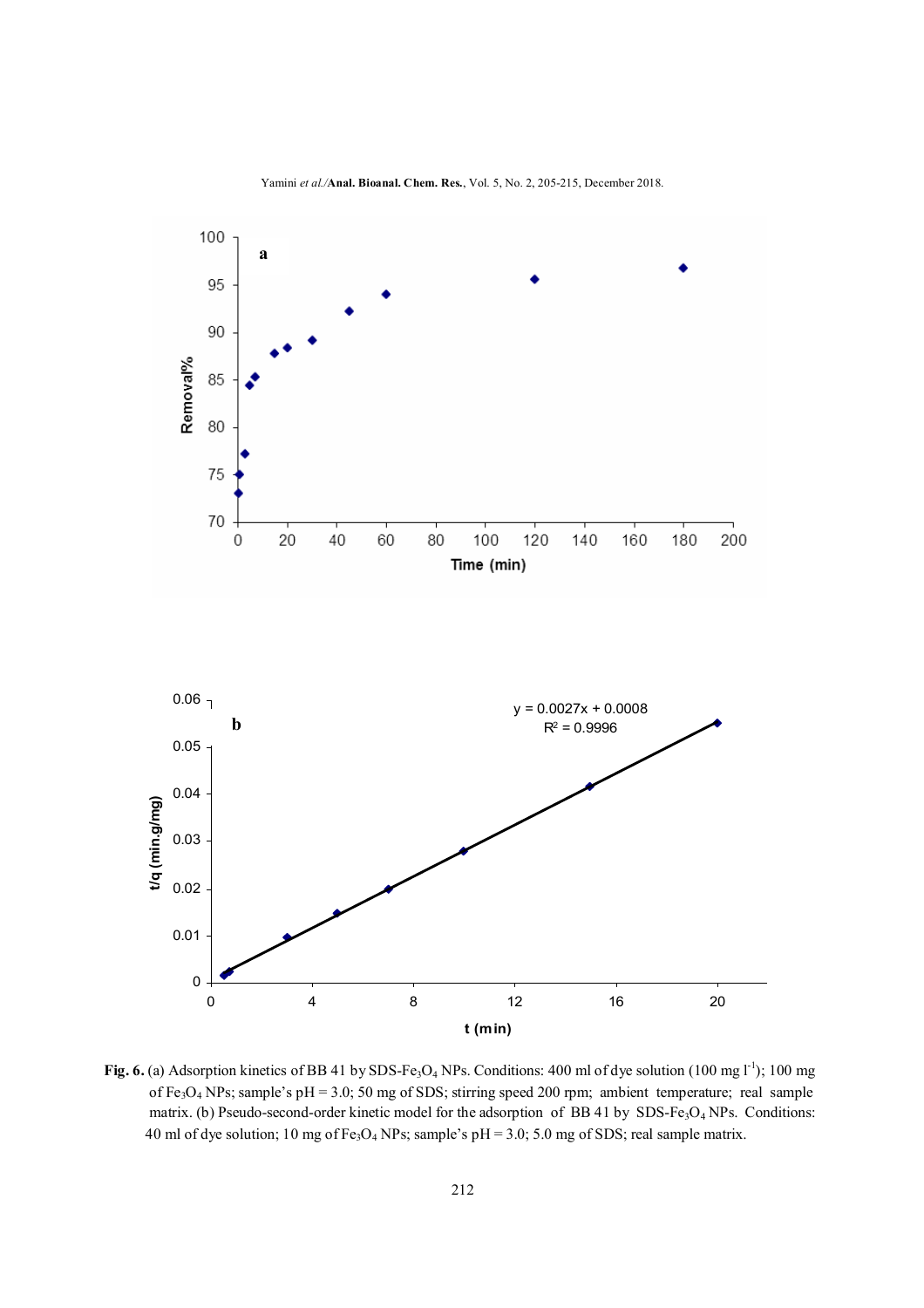**Fig. 6.** (a) Adsorption kinetics of BB 41 by SDS-$Fe_3O_4$ NPs. Conditions: 400 ml of dye solution (100 mg $l^{-1}$); 100 mg of $Fe_3O_4$ NPs; sample's pH = 3.0; 50 mg of SDS; stirring speed 200 rpm; ambient temperature; real sample matrix. (b) Pseudo-second-order kinetic model for the adsorption of BB 41 by SDS-$Fe_3O_4$ NPs. Conditions: 40 ml of dye solution; 10 mg of $Fe_3O_4$ NPs; sample's pH = 3.0; 5.0 mg of SDS; real sample matrix.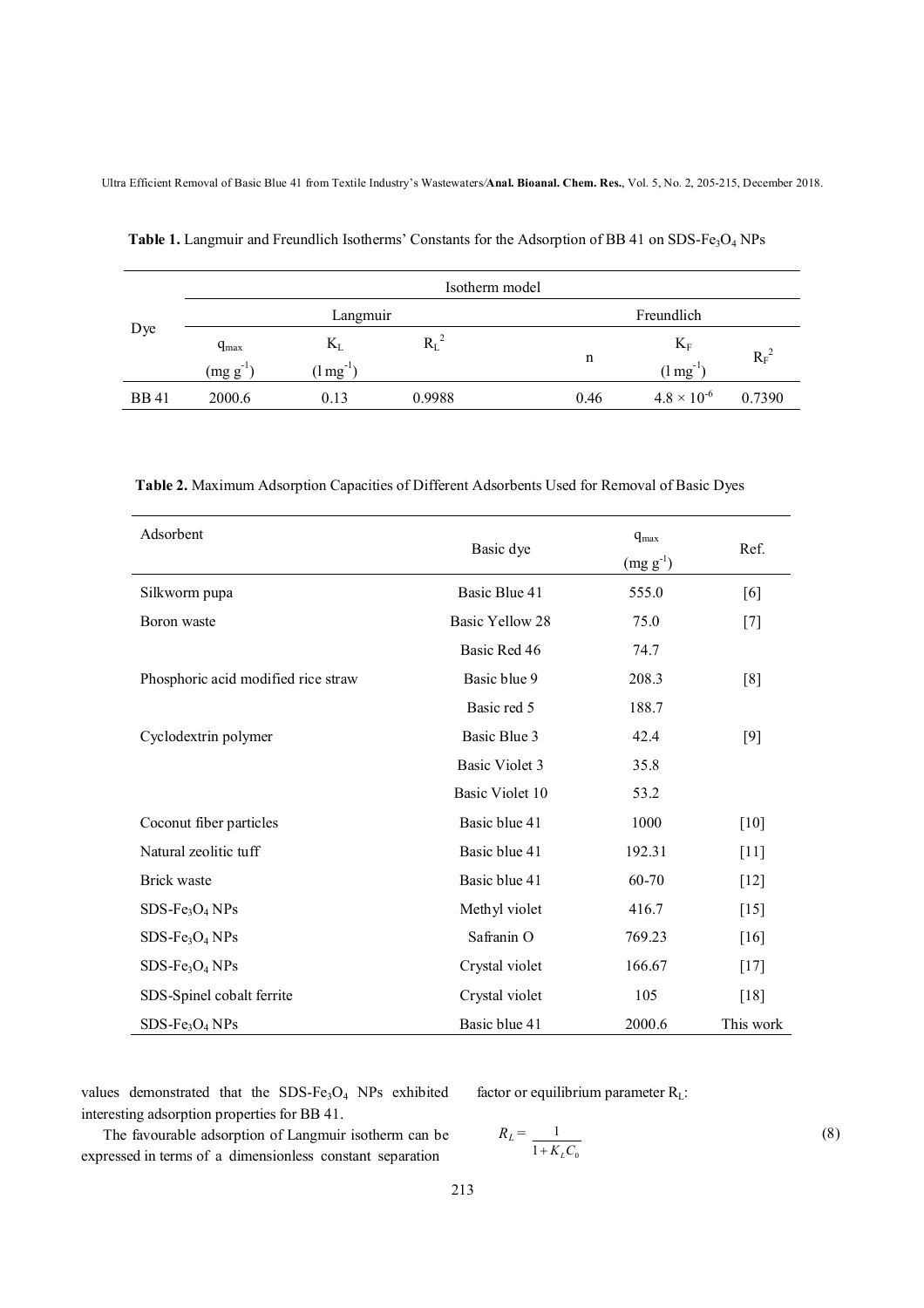**Table 1.** Langmuir and Freundlich Isotherms' Constants for the Adsorption of BB 41 on SDS-$Fe_3O_4$ NPs

| Dye | Isotherm model | | | | | |
|---|---|---|---|---|---|---|
| | Langmuir | | | Freundlich | | |
| | $q_{max}$ (mg $g^{-1}$) | $K_L$ (l $mg^{-1}$) | $R_L^2$ | n | $K_F$ (l $mg^{-1}$) | $R_F^2$ |
| BB 41 | 2000.6 | 0.13 | 0.9988 | 0.46 | $4.8 \times 10^{-6}$ | 0.7390 |

**Table 2.** Maximum Adsorption Capacities of Different Adsorbents Used for Removal of Basic Dyes

| Adsorbent | Basic dye | $q_{max}$ (mg $g^{-1}$) | Ref. |
|---|---|---|---|
| Silkworm pupa | Basic Blue 41 | 555.0 | [6] |
| Boron waste | Basic Yellow 28 | 75.0 | [7] |
| | Basic Red 46 | 74.7 | |
| Phosphoric acid modified rice straw | Basic blue 9 | 208.3 | [8] |
| | Basic red 5 | 188.7 | |
| Cyclodextrin polymer | Basic Blue 3 | 42.4 | [9] |
| | Basic Violet 3 | 35.8 | |
| | Basic Violet 10 | 53.2 | |
| Coconut fiber particles | Basic blue 41 | 1000 | [10] |
| Natural zeolitic tuff | Basic blue 41 | 192.31 | [11] |
| Brick waste | Basic blue 41 | 60-70 | [12] |
| SDS-$Fe_3O_4$ NPs | Methyl violet | 416.7 | [15] |
| SDS-$Fe_3O_4$ NPs | Safranin O | 769.23 | [16] |
| SDS-$Fe_3O_4$ NPs | Crystal violet | 166.67 | [17] |
| SDS-Spinel cobalt ferrite | Crystal violet | 105 | [18] |
| SDS-$Fe_3O_4$ NPs | Basic blue 41 | 2000.6 | This work |

values demonstrated that the SDS-$Fe_3O_4$ NPs exhibited interesting adsorption properties for BB 41.

The favourable adsorption of Langmuir isotherm can be expressed in terms of a dimensionless constant separation factor or equilibrium parameter $R_L$:

$$R_L = \frac{1}{1 + K_L C_0} \tag{8}$$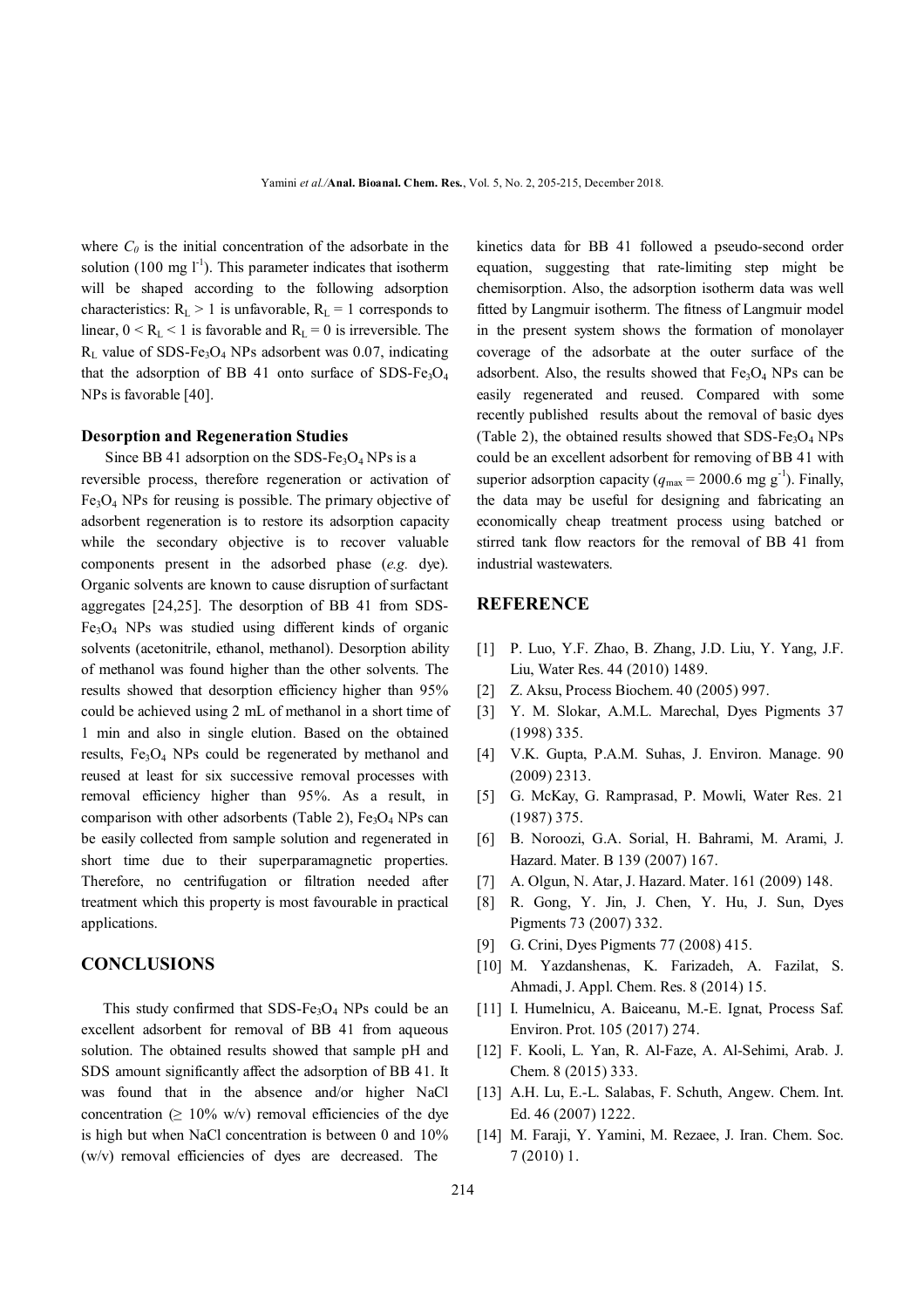where $C_0$ is the initial concentration of the adsorbate in the solution (100 mg $l^{-1}$). This parameter indicates that isotherm will be shaped according to the following adsorption characteristics: $R_L > 1$ is unfavorable, $R_L = 1$ corresponds to linear, $0 < R_L < 1$ is favorable and $R_L = 0$ is irreversible. The $R_L$ value of SDS-$Fe_3O_4$ NPs adsorbent was 0.07, indicating that the adsorption of BB 41 onto surface of SDS-$Fe_3O_4$ NPs is favorable [40].

### Desorption and Regeneration Studies

Since BB 41 adsorption on the SDS-$Fe_3O_4$ NPs is a reversible process, therefore regeneration or activation of $Fe_3O_4$ NPs for reusing is possible. The primary objective of adsorbent regeneration is to restore its adsorption capacity while the secondary objective is to recover valuable components present in the adsorbed phase (*e.g.* dye). Organic solvents are known to cause disruption of surfactant aggregates [24,25]. The desorption of BB 41 from SDS-$Fe_3O_4$ NPs was studied using different kinds of organic solvents (acetonitrile, ethanol, methanol). Desorption ability of methanol was found higher than the other solvents. The results showed that desorption efficiency higher than 95% could be achieved using 2 mL of methanol in a short time of 1 min and also in single elution. Based on the obtained results, $Fe_3O_4$ NPs could be regenerated by methanol and reused at least for six successive removal processes with removal efficiency higher than 95%. As a result, in comparison with other adsorbents (Table 2), $Fe_3O_4$ NPs can be easily collected from sample solution and regenerated in short time due to their superparamagnetic properties. Therefore, no centrifugation or filtration needed after treatment which this property is most favourable in practical applications.

## CONCLUSIONS

This study confirmed that SDS-$Fe_3O_4$ NPs could be an excellent adsorbent for removal of BB 41 from aqueous solution. The obtained results showed that sample pH and SDS amount significantly affect the adsorption of BB 41. It was found that in the absence and/or higher NaCl concentration ($\geq$ 10% w/v) removal efficiencies of the dye is high but when NaCl concentration is between 0 and 10% (w/v) removal efficiencies of dyes are decreased. The kinetics data for BB 41 followed a pseudo-second order equation, suggesting that rate-limiting step might be chemisorption. Also, the adsorption isotherm data was well fitted by Langmuir isotherm. The fitness of Langmuir model in the present system shows the formation of monolayer coverage of the adsorbate at the outer surface of the adsorbent. Also, the results showed that $Fe_3O_4$ NPs can be easily regenerated and reused. Compared with some recently published results about the removal of basic dyes (Table 2), the obtained results showed that SDS-$Fe_3O_4$ NPs could be an excellent adsorbent for removing of BB 41 with superior adsorption capacity ($q_{max}$ = 2000.6 mg $g^{-1}$). Finally, the data may be useful for designing and fabricating an economically cheap treatment process using batched or stirred tank flow reactors for the removal of BB 41 from industrial wastewaters.

## REFERENCE

[1] P. Luo, Y.F. Zhao, B. Zhang, J.D. Liu, Y. Yang, J.F. Liu, Water Res. 44 (2010) 1489.

[2] Z. Aksu, Process Biochem. 40 (2005) 997.

[3] Y. M. Slokar, A.M.L. Marechal, Dyes Pigments 37 (1998) 335.

[4] V.K. Gupta, P.A.M. Suhas, J. Environ. Manage. 90 (2009) 2313.

[5] G. McKay, G. Ramprasad, P. Mowli, Water Res. 21 (1987) 375.

[6] B. Noroozi, G.A. Sorial, H. Bahrami, M. Arami, J. Hazard. Mater. B 139 (2007) 167.

[7] A. Olgun, N. Atar, J. Hazard. Mater. 161 (2009) 148.

[8] R. Gong, Y. Jin, J. Chen, Y. Hu, J. Sun, Dyes Pigments 73 (2007) 332.

[9] G. Crini, Dyes Pigments 77 (2008) 415.

[10] M. Yazdanshenas, K. Farizadeh, A. Fazilat, S. Ahmadi, J. Appl. Chem. Res. 8 (2014) 15.

[11] I. Humelnicu, A. Baiceanu, M.-E. Ignat, Process Saf. Environ. Prot. 105 (2017) 274.

[12] F. Kooli, L. Yan, R. Al-Faze, A. Al-Sehimi, Arab. J. Chem. 8 (2015) 333.

[13] A.H. Lu, E.-L. Salabas, F. Schuth, Angew. Chem. Int. Ed. 46 (2007) 1222.

[14] M. Faraji, Y. Yamini, M. Rezaee, J. Iran. Chem. Soc. 7 (2010) 1.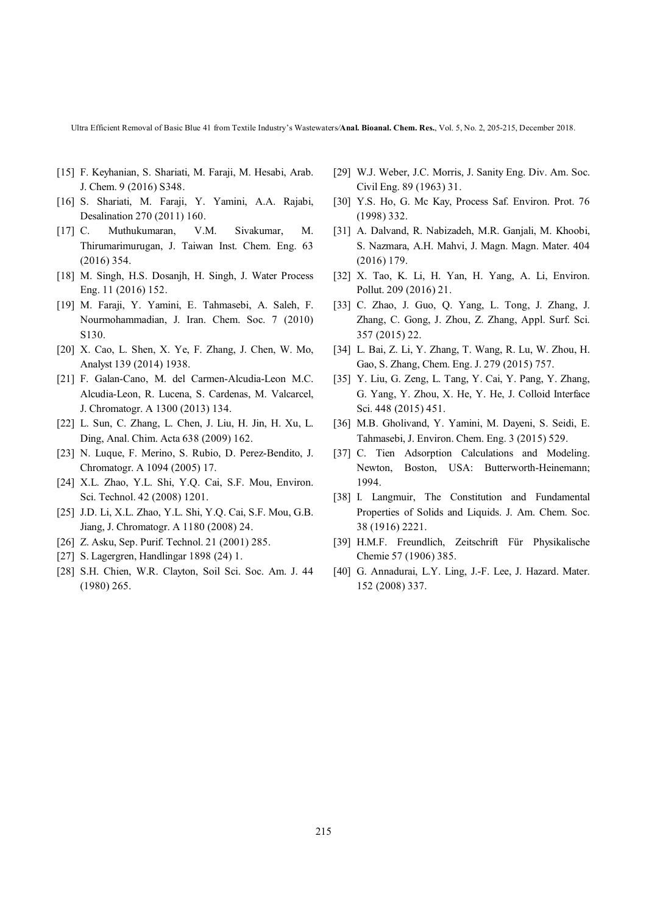[15] F. Keyhanian, S. Shariati, M. Faraji, M. Hesabi, Arab. J. Chem. 9 (2016) S348.

[16] S. Shariati, M. Faraji, Y. Yamini, A.A. Rajabi, Desalination 270 (2011) 160.

[17] C. Muthukumaran, V.M. Sivakumar, M. Thirumarimurugan, J. Taiwan Inst. Chem. Eng. 63 (2016) 354.

[18] M. Singh, H.S. Dosanjh, H. Singh, J. Water Process Eng. 11 (2016) 152.

[19] M. Faraji, Y. Yamini, E. Tahmasebi, A. Saleh, F. Nourmohammadian, J. Iran. Chem. Soc. 7 (2010) S130.

[20] X. Cao, L. Shen, X. Ye, F. Zhang, J. Chen, W. Mo, Analyst 139 (2014) 1938.

[21] F. Galan-Cano, M. del Carmen-Alcudia-Leon M.C. Alcudia-Leon, R. Lucena, S. Cardenas, M. Valcarcel, J. Chromatogr. A 1300 (2013) 134.

[22] L. Sun, C. Zhang, L. Chen, J. Liu, H. Jin, H. Xu, L. Ding, Anal. Chim. Acta 638 (2009) 162.

[23] N. Luque, F. Merino, S. Rubio, D. Perez-Bendito, J. Chromatogr. A 1094 (2005) 17.

[24] X.L. Zhao, Y.L. Shi, Y.Q. Cai, S.F. Mou, Environ. Sci. Technol. 42 (2008) 1201.

[25] J.D. Li, X.L. Zhao, Y.L. Shi, Y.Q. Cai, S.F. Mou, G.B. Jiang, J. Chromatogr. A 1180 (2008) 24.

[26] Z. Asku, Sep. Purif. Technol. 21 (2001) 285.

[27] S. Lagergren, Handlingar 1898 (24) 1.

[28] S.H. Chien, W.R. Clayton, Soil Sci. Soc. Am. J. 44 (1980) 265.

[29] W.J. Weber, J.C. Morris, J. Sanity Eng. Div. Am. Soc. Civil Eng. 89 (1963) 31.

[30] Y.S. Ho, G. Mc Kay, Process Saf. Environ. Prot. 76 (1998) 332.

[31] A. Dalvand, R. Nabizadeh, M.R. Ganjali, M. Khoobi, S. Nazmara, A.H. Mahvi, J. Magn. Magn. Mater. 404 (2016) 179.

[32] X. Tao, K. Li, H. Yan, H. Yang, A. Li, Environ. Pollut. 209 (2016) 21.

[33] C. Zhao, J. Guo, Q. Yang, L. Tong, J. Zhang, J. Zhang, C. Gong, J. Zhou, Z. Zhang, Appl. Surf. Sci. 357 (2015) 22.

[34] L. Bai, Z. Li, Y. Zhang, T. Wang, R. Lu, W. Zhou, H. Gao, S. Zhang, Chem. Eng. J. 279 (2015) 757.

[35] Y. Liu, G. Zeng, L. Tang, Y. Cai, Y. Pang, Y. Zhang, G. Yang, Y. Zhou, X. He, Y. He, J. Colloid Interface Sci. 448 (2015) 451.

[36] M.B. Gholivand, Y. Yamini, M. Dayeni, S. Seidi, E. Tahmasebi, J. Environ. Chem. Eng. 3 (2015) 529.

[37] C. Tien Adsorption Calculations and Modeling. Newton, Boston, USA: Butterworth-Heinemann; 1994.

[38] I. Langmuir, The Constitution and Fundamental Properties of Solids and Liquids. J. Am. Chem. Soc. 38 (1916) 2221.

[39] H.M.F. Freundlich, Zeitschrift Für Physikalische Chemie 57 (1906) 385.

[40] G. Annadurai, L.Y. Ling, J.-F. Lee, J. Hazard. Mater. 152 (2008) 337.